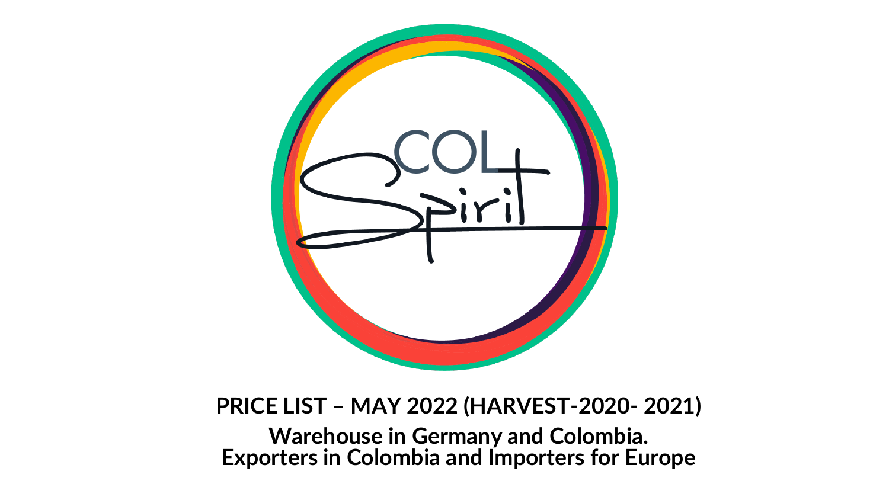COL Spirit

# PRICE LIST – MAY 2022 (HARVEST-2020- 2021)

**Warehouse in Germany and Colombia.**
**Exporters in Colombia and Importers for Europe**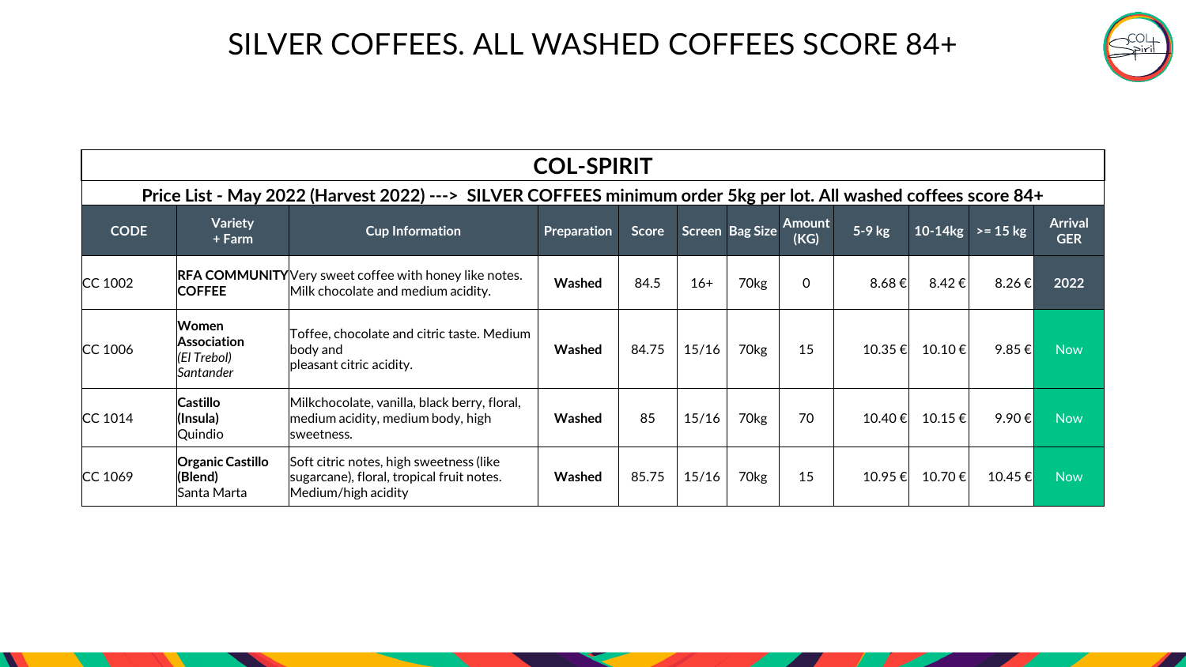# SILVER COFFEES. ALL WASHED COFFEES SCORE 84+

| COL-SPIRIT | | | | | | | | | | | |
|---|---|---|---|---|---|---|---|---|---|---|---|
| **Price List - May 2022 (Harvest 2022) ---> SILVER COFFEES minimum order 5kg per lot. All washed coffees score 84+** | | | | | | | | | | | |
| **CODE** | **Variety + Farm** | **Cup Information** | **Preparation** | **Score** | **Screen** | **Bag Size** | **Amount (KG)** | **5-9 kg** | **10-14kg** | **>= 15 kg** | **Arrival GER** |
| CC 1002 | **RFA COMMUNITY COFFEE** | Very sweet coffee with honey like notes. Milk chocolate and medium acidity. | **Washed** | 84.5 | 16+ | 70kg | 0 | 8.68 € | 8.42 € | 8.26 € | **2022** |
| CC 1006 | **Women Association** *(El Trebol) Santander* | Toffee, chocolate and citric taste. Medium body and pleasant citric acidity. | **Washed** | 84.75 | 15/16 | 70kg | 15 | 10.35 € | 10.10 € | 9.85 € | Now |
| CC 1014 | **Castillo (Insula)** Quindio | Milkchocolate, vanilla, black berry, floral, medium acidity, medium body, high sweetness. | **Washed** | 85 | 15/16 | 70kg | 70 | 10.40 € | 10.15 € | 9.90 € | Now |
| CC 1069 | **Organic Castillo (Blend)** Santa Marta | Soft citric notes, high sweetness (like sugarcane), floral, tropical fruit notes. Medium/high acidity | **Washed** | 85.75 | 15/16 | 70kg | 15 | 10.95 € | 10.70 € | 10.45 € | Now |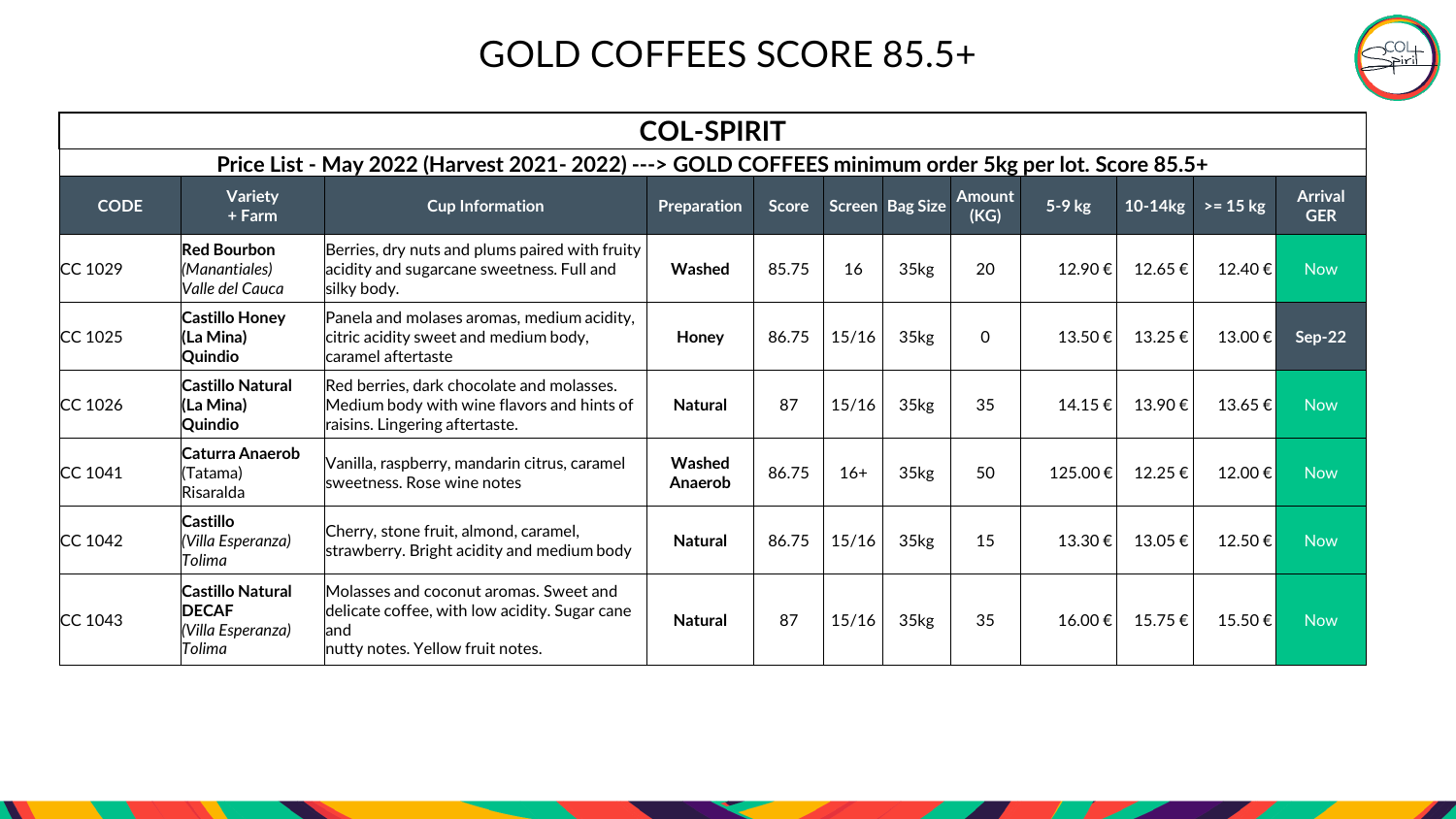# GOLD COFFEES SCORE 85.5+

| COL-SPIRIT | | | | | | | | | | | |
|---|---|---|---|---|---|---|---|---|---|---|---|
| Price List - May 2022 (Harvest 2021- 2022) ---> GOLD COFFEES minimum order 5kg per lot. Score 85.5+ | | | | | | | | | | | |
| **CODE** | **Variety + Farm** | **Cup Information** | **Preparation** | **Score** | **Screen** | **Bag Size** | **Amount (KG)** | **5-9 kg** | **10-14kg** | **>= 15 kg** | **Arrival GER** |
| CC 1029 | **Red Bourbon** *(Manantiales)* *Valle del Cauca* | Berries, dry nuts and plums paired with fruity acidity and sugarcane sweetness. Full and silky body. | **Washed** | 85.75 | 16 | 35kg | 20 | 12.90 € | 12.65 € | 12.40 € | Now |
| CC 1025 | **Castillo Honey (La Mina) Quindio** | Panela and molases aromas, medium acidity, citric acidity sweet and medium body, caramel aftertaste | **Honey** | 86.75 | 15/16 | 35kg | 0 | 13.50 € | 13.25 € | 13.00 € | **Sep-22** |
| CC 1026 | **Castillo Natural (La Mina) Quindio** | Red berries, dark chocolate and molasses. Medium body with wine flavors and hints of raisins. Lingering aftertaste. | **Natural** | 87 | 15/16 | 35kg | 35 | 14.15 € | 13.90 € | 13.65 € | Now |
| CC 1041 | **Caturra Anaerob** (Tatama) Risaralda | Vanilla, raspberry, mandarin citrus, caramel sweetness. Rose wine notes | **Washed Anaerob** | 86.75 | 16+ | 35kg | 50 | 125.00 € | 12.25 € | 12.00 € | Now |
| CC 1042 | **Castillo** *(Villa Esperanza)* *Tolima* | Cherry, stone fruit, almond, caramel, strawberry. Bright acidity and medium body | **Natural** | 86.75 | 15/16 | 35kg | 15 | 13.30 € | 13.05 € | 12.50 € | Now |
| CC 1043 | **Castillo Natural DECAF** *(Villa Esperanza)* *Tolima* | Molasses and coconut aromas. Sweet and delicate coffee, with low acidity. Sugar cane and nutty notes. Yellow fruit notes. | **Natural** | 87 | 15/16 | 35kg | 35 | 16.00 € | 15.75 € | 15.50 € | Now |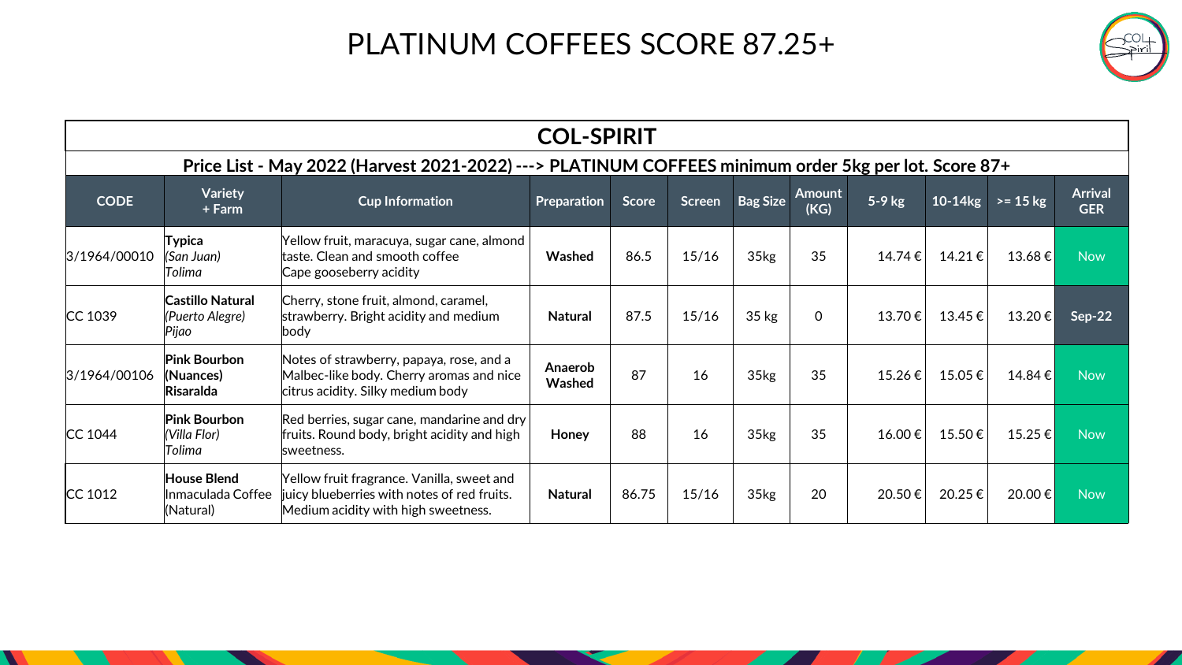# PLATINUM COFFEES SCORE 87.25+

| COL-SPIRIT | | | | | | | | | | | |
|---|---|---|---|---|---|---|---|---|---|---|---|
| Price List - May 2022 (Harvest 2021-2022) ---> PLATINUM COFFEES minimum order 5kg per lot. Score 87+ | | | | | | | | | | | |
| **CODE** | **Variety + Farm** | **Cup Information** | **Preparation** | **Score** | **Screen** | **Bag Size** | **Amount (KG)** | **5-9 kg** | **10-14kg** | **>= 15 kg** | **Arrival GER** |
| 3/1964/00010 | **Typica** *(San Juan)* *Tolima* | Yellow fruit, maracuya, sugar cane, almond taste. Clean and smooth coffee Cape gooseberry acidity | **Washed** | 86.5 | 15/16 | 35kg | 35 | 14.74 € | 14.21 € | 13.68 € | Now |
| CC 1039 | **Castillo Natural** *(Puerto Alegre)* *Pijao* | Cherry, stone fruit, almond, caramel, strawberry. Bright acidity and medium body | **Natural** | 87.5 | 15/16 | 35 kg | 0 | 13.70 € | 13.45 € | 13.20 € | Sep-22 |
| 3/1964/00106 | **Pink Bourbon (Nuances) Risaralda** | Notes of strawberry, papaya, rose, and a Malbec-like body. Cherry aromas and nice citrus acidity. Silky medium body | **Anaerob Washed** | 87 | 16 | 35kg | 35 | 15.26 € | 15.05 € | 14.84 € | Now |
| CC 1044 | **Pink Bourbon** *(Villa Flor)* *Tolima* | Red berries, sugar cane, mandarine and dry fruits. Round body, bright acidity and high sweetness. | **Honey** | 88 | 16 | 35kg | 35 | 16.00 € | 15.50 € | 15.25 € | Now |
| CC 1012 | **House Blend** Inmaculada Coffee (Natural) | Yellow fruit fragrance. Vanilla, sweet and juicy blueberries with notes of red fruits. Medium acidity with high sweetness. | **Natural** | 86.75 | 15/16 | 35kg | 20 | 20.50 € | 20.25 € | 20.00 € | Now |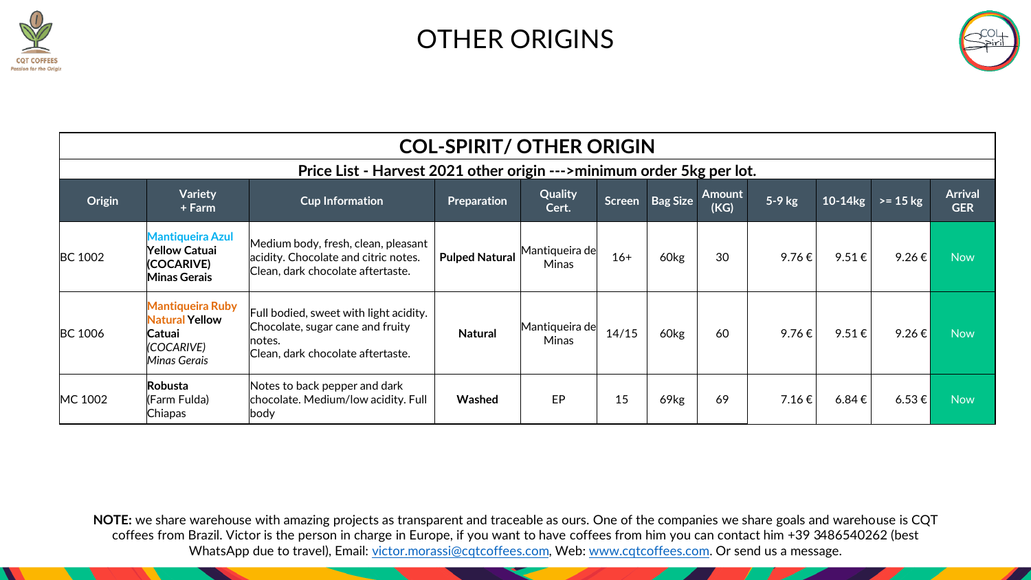# OTHER ORIGINS

| COL-SPIRIT/ OTHER ORIGIN | | | | | | | | | | | |
|---|---|---|---|---|---|---|---|---|---|---|---|
| **Price List - Harvest 2021 other origin --->minimum order 5kg per lot.** | | | | | | | | | | | |
| **Origin** | **Variety + Farm** | **Cup Information** | **Preparation** | **Quality Cert.** | **Screen** | **Bag Size** | **Amount (KG)** | **5-9 kg** | **10-14kg** | **>= 15 kg** | **Arrival GER** |
| BC 1002 | **Mantiqueira Azul Yellow Catuai (COCARIVE) Minas Gerais** | Medium body, fresh, clean, pleasant acidity. Chocolate and citric notes. Clean, dark chocolate aftertaste. | **Pulped Natural** | Mantiqueira de Minas | 16+ | 60kg | 30 | 9.76 € | 9.51 € | 9.26 € | Now |
| BC 1006 | **Mantiqueira Ruby Natural Yellow Catuai** *(COCARIVE) Minas Gerais* | Full bodied, sweet with light acidity. Chocolate, sugar cane and fruity notes. Clean, dark chocolate aftertaste. | **Natural** | Mantiqueira de Minas | 14/15 | 60kg | 60 | 9.76 € | 9.51 € | 9.26 € | Now |
| MC 1002 | **Robusta** (Farm Fulda) Chiapas | Notes to back pepper and dark chocolate. Medium/low acidity. Full body | **Washed** | EP | 15 | 69kg | 69 | 7.16 € | 6.84 € | 6.53 € | Now |

**NOTE:** we share warehouse with amazing projects as transparent and traceable as ours. One of the companies we share goals and warehouse is CQT coffees from Brazil. Victor is the person in charge in Europe, if you want to have coffees from him you can contact him +39 3486540262 (best WhatsApp due to travel), Email: victor.morassi@cqtcoffees.com, Web: www.cqtcoffees.com. Or send us a message.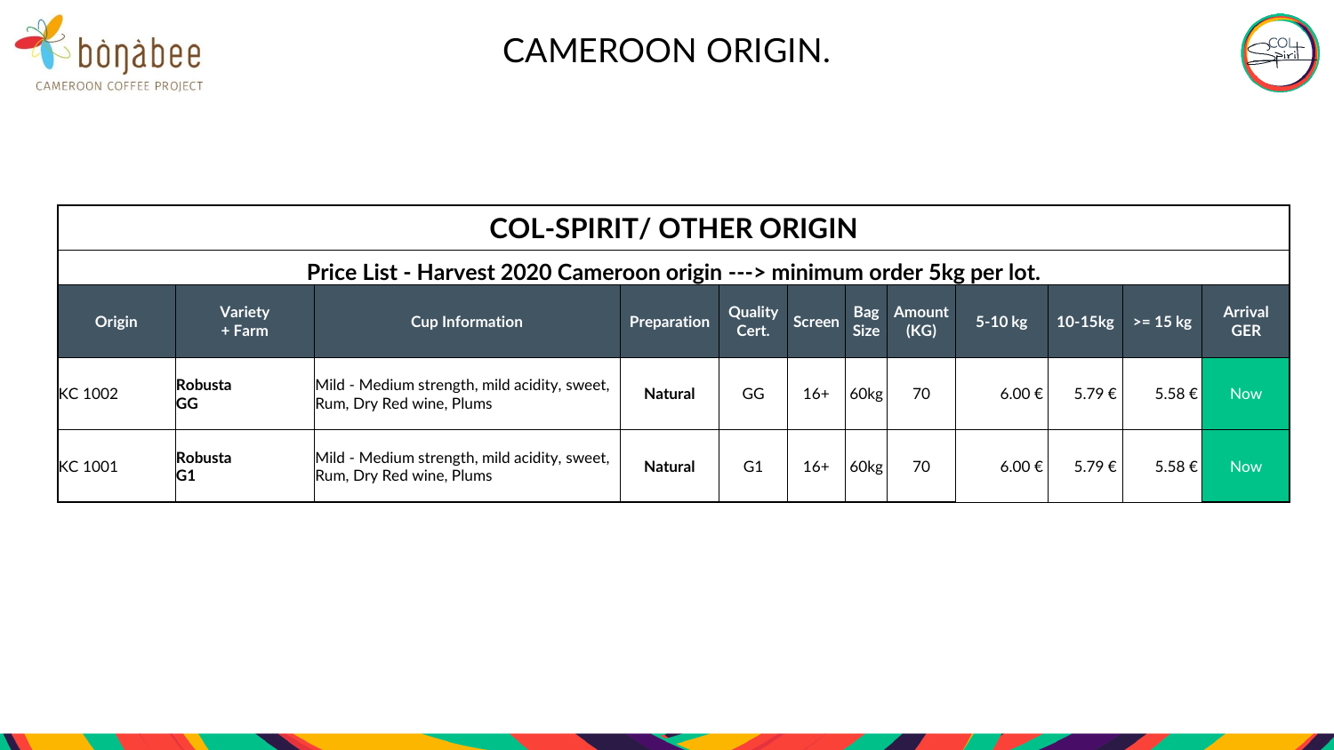# CAMEROON ORIGIN.

## COL-SPIRIT/ OTHER ORIGIN

### Price List - Harvest 2020 Cameroon origin ---> minimum order 5kg per lot.

| Origin | Variety + Farm | Cup Information | Preparation | Quality Cert. | Screen | Bag Size | Amount (KG) | 5-10 kg | 10-15kg | >= 15 kg | Arrival GER |
|---|---|---|---|---|---|---|---|---|---|---|---|
| KC 1002 | **Robusta GG** | Mild - Medium strength, mild acidity, sweet, Rum, Dry Red wine, Plums | **Natural** | GG | 16+ | 60kg | 70 | 6.00 € | 5.79 € | 5.58 € | Now |
| KC 1001 | **Robusta G1** | Mild - Medium strength, mild acidity, sweet, Rum, Dry Red wine, Plums | **Natural** | G1 | 16+ | 60kg | 70 | 6.00 € | 5.79 € | 5.58 € | Now |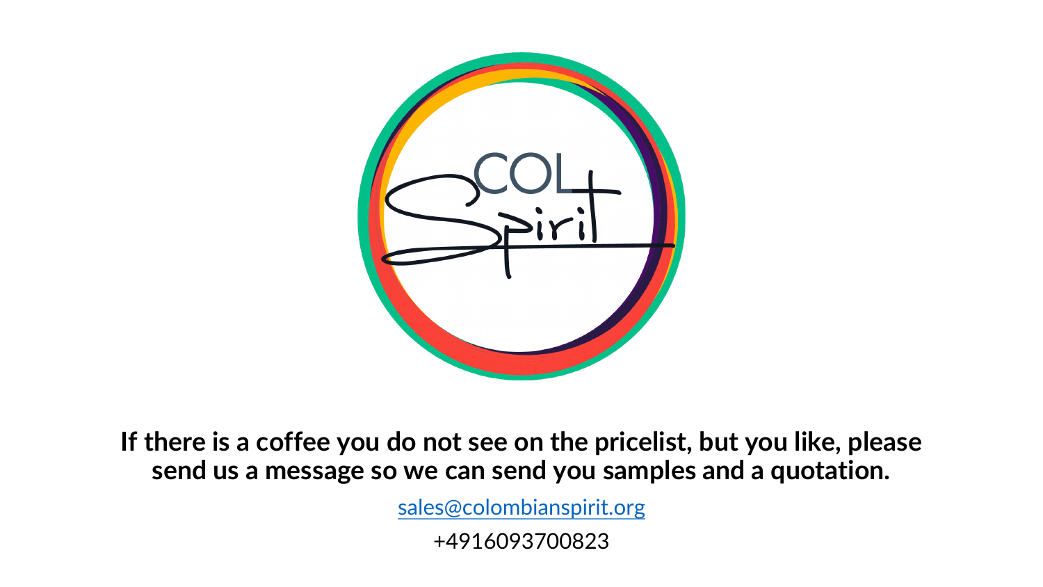**If there is a coffee you do not see on the pricelist, but you like, please send us a message so we can send you samples and a quotation.**

sales@colombianspirit.org

+4916093700823